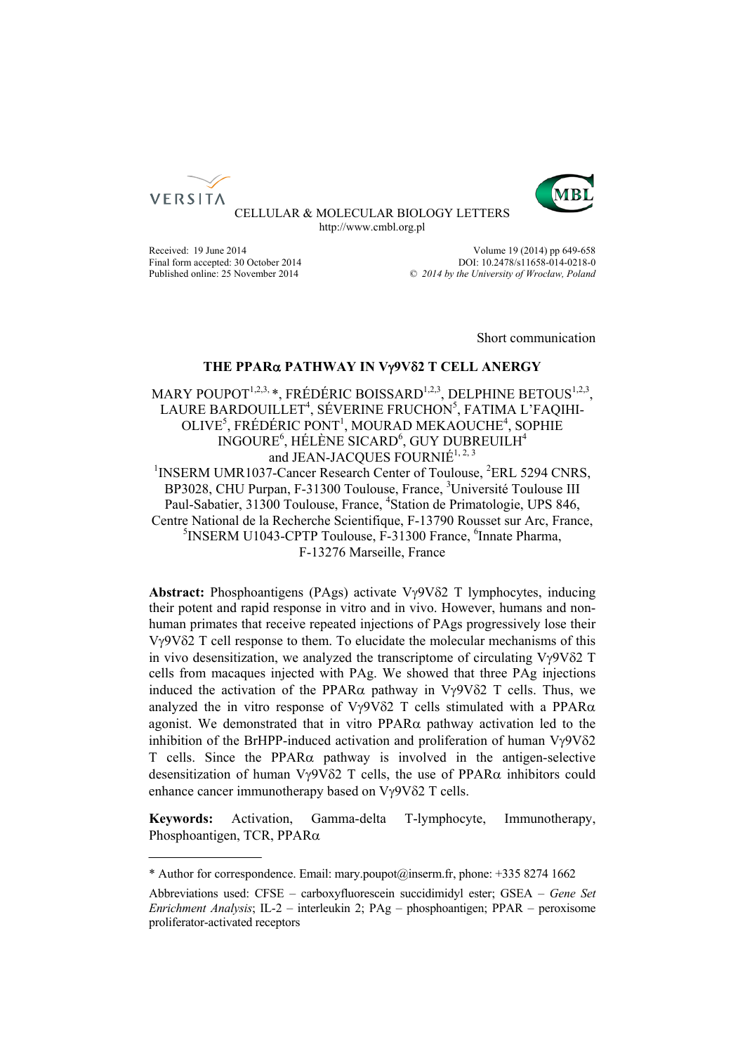CELLULAR & MOLECULAR BIOLOGY LETTERS
http://www.cmbl.org.pl

Received: 19 June 2014
Final form accepted: 30 October 2014
Published online: 25 November 2014

Volume 19 (2014) pp 649-658
DOI: 10.2478/s11658-014-0218-0
© *2014 by the University of Wrocław, Poland*

Short communication

# THE PPARα PATHWAY IN Vγ9Vδ2 T CELL ANERGY

MARY POUPOT[1,2,3,]*, FRÉDÉRIC BOISSARD[1,2,3], DELPHINE BETOUS[1,2,3], LAURE BARDOUILLET[4], SÉVERINE FRUCHON[5], FATIMA L'FAQIHI-OLIVE[5], FRÉDÉRIC PONT[1], MOURAD MEKAOUCHE[4], SOPHIE INGOURE[6], HÉLÈNE SICARD[6], GUY DUBREUILH[4] and JEAN-JACQUES FOURNIÉ[1, 2, 3]

[1]INSERM UMR1037-Cancer Research Center of Toulouse, [2]ERL 5294 CNRS, BP3028, CHU Purpan, F-31300 Toulouse, France, [3]Université Toulouse III Paul-Sabatier, 31300 Toulouse, France, [4]Station de Primatologie, UPS 846, Centre National de la Recherche Scientifique, F-13790 Rousset sur Arc, France, [5]INSERM U1043-CPTP Toulouse, F-31300 France, [6]Innate Pharma, F-13276 Marseille, France

**Abstract:** Phosphoantigens (PAgs) activate Vγ9Vδ2 T lymphocytes, inducing their potent and rapid response in vitro and in vivo. However, humans and non-human primates that receive repeated injections of PAgs progressively lose their Vγ9Vδ2 T cell response to them. To elucidate the molecular mechanisms of this in vivo desensitization, we analyzed the transcriptome of circulating Vγ9Vδ2 T cells from macaques injected with PAg. We showed that three PAg injections induced the activation of the PPARα pathway in Vγ9Vδ2 T cells. Thus, we analyzed the in vitro response of Vγ9Vδ2 T cells stimulated with a PPARα agonist. We demonstrated that in vitro PPARα pathway activation led to the inhibition of the BrHPP-induced activation and proliferation of human Vγ9Vδ2 T cells. Since the PPARα pathway is involved in the antigen-selective desensitization of human Vγ9Vδ2 T cells, the use of PPARα inhibitors could enhance cancer immunotherapy based on Vγ9Vδ2 T cells.

**Keywords:** Activation, Gamma-delta T-lymphocyte, Immunotherapy, Phosphoantigen, TCR, PPARα

---

\* Author for correspondence. Email: mary.poupot@inserm.fr, phone: +335 8274 1662

Abbreviations used: CFSE – carboxyfluorescein succidimidyl ester; GSEA – *Gene Set Enrichment Analysis*; IL-2 – interleukin 2; PAg – phosphoantigen; PPAR – peroxisome proliferator-activated receptors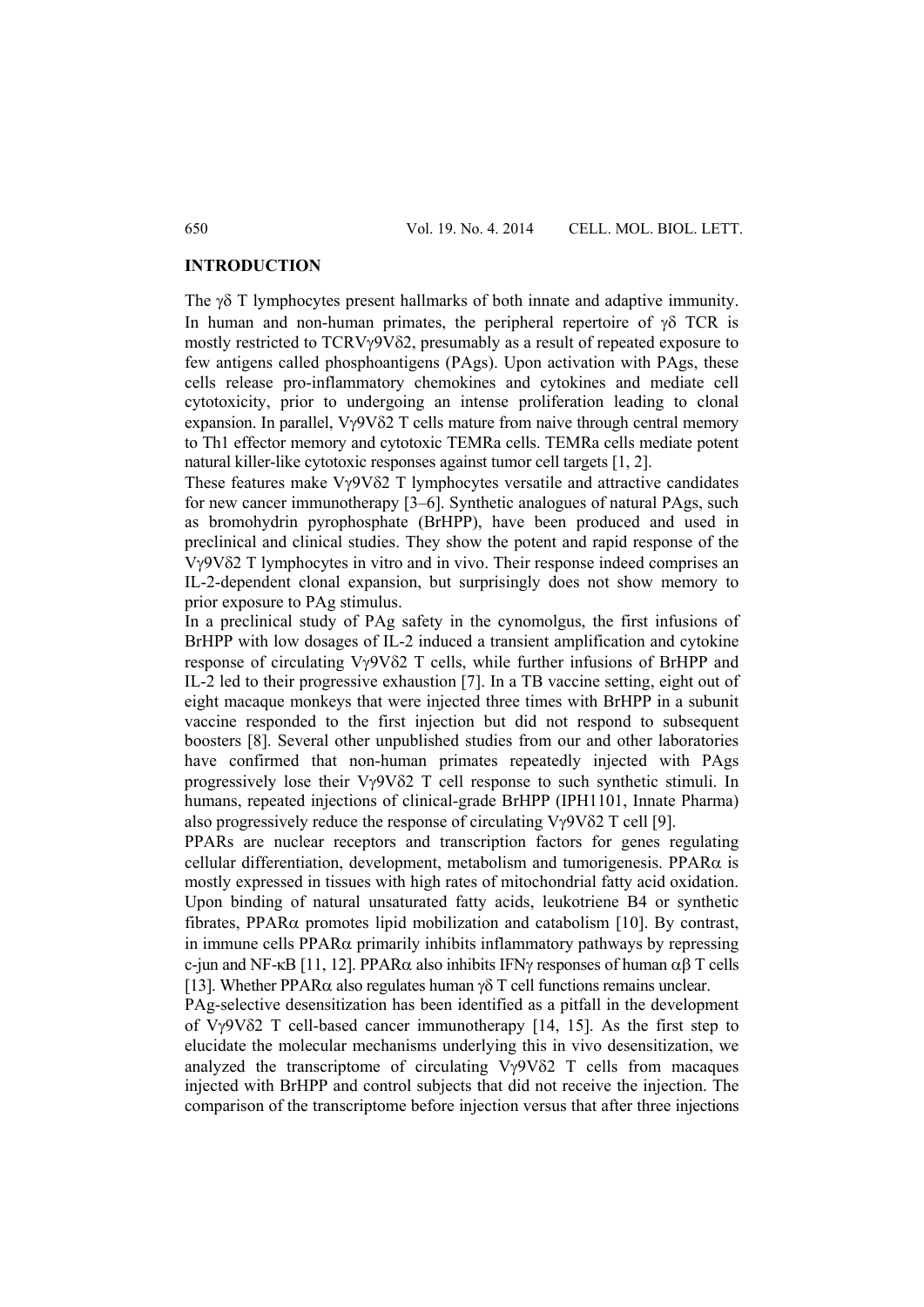## INTRODUCTION

The γδ T lymphocytes present hallmarks of both innate and adaptive immunity. In human and non-human primates, the peripheral repertoire of γδ TCR is mostly restricted to TCRVγ9Vδ2, presumably as a result of repeated exposure to few antigens called phosphoantigens (PAgs). Upon activation with PAgs, these cells release pro-inflammatory chemokines and cytokines and mediate cell cytotoxicity, prior to undergoing an intense proliferation leading to clonal expansion. In parallel, Vγ9Vδ2 T cells mature from naive through central memory to Th1 effector memory and cytotoxic TEMRa cells. TEMRa cells mediate potent natural killer-like cytotoxic responses against tumor cell targets [1, 2].

These features make Vγ9Vδ2 T lymphocytes versatile and attractive candidates for new cancer immunotherapy [3–6]. Synthetic analogues of natural PAgs, such as bromohydrin pyrophosphate (BrHPP), have been produced and used in preclinical and clinical studies. They show the potent and rapid response of the Vγ9Vδ2 T lymphocytes in vitro and in vivo. Their response indeed comprises an IL-2-dependent clonal expansion, but surprisingly does not show memory to prior exposure to PAg stimulus.

In a preclinical study of PAg safety in the cynomolgus, the first infusions of BrHPP with low dosages of IL-2 induced a transient amplification and cytokine response of circulating Vγ9Vδ2 T cells, while further infusions of BrHPP and IL-2 led to their progressive exhaustion [7]. In a TB vaccine setting, eight out of eight macaque monkeys that were injected three times with BrHPP in a subunit vaccine responded to the first injection but did not respond to subsequent boosters [8]. Several other unpublished studies from our and other laboratories have confirmed that non-human primates repeatedly injected with PAgs progressively lose their Vγ9Vδ2 T cell response to such synthetic stimuli. In humans, repeated injections of clinical-grade BrHPP (IPH1101, Innate Pharma) also progressively reduce the response of circulating Vγ9Vδ2 T cell [9].

PPARs are nuclear receptors and transcription factors for genes regulating cellular differentiation, development, metabolism and tumorigenesis. PPARα is mostly expressed in tissues with high rates of mitochondrial fatty acid oxidation. Upon binding of natural unsaturated fatty acids, leukotriene B4 or synthetic fibrates, PPARα promotes lipid mobilization and catabolism [10]. By contrast, in immune cells PPARα primarily inhibits inflammatory pathways by repressing c-jun and NF-κB [11, 12]. PPARα also inhibits IFNγ responses of human αβ T cells [13]. Whether PPARα also regulates human γδ T cell functions remains unclear.

PAg-selective desensitization has been identified as a pitfall in the development of Vγ9Vδ2 T cell-based cancer immunotherapy [14, 15]. As the first step to elucidate the molecular mechanisms underlying this in vivo desensitization, we analyzed the transcriptome of circulating Vγ9Vδ2 T cells from macaques injected with BrHPP and control subjects that did not receive the injection. The comparison of the transcriptome before injection versus that after three injections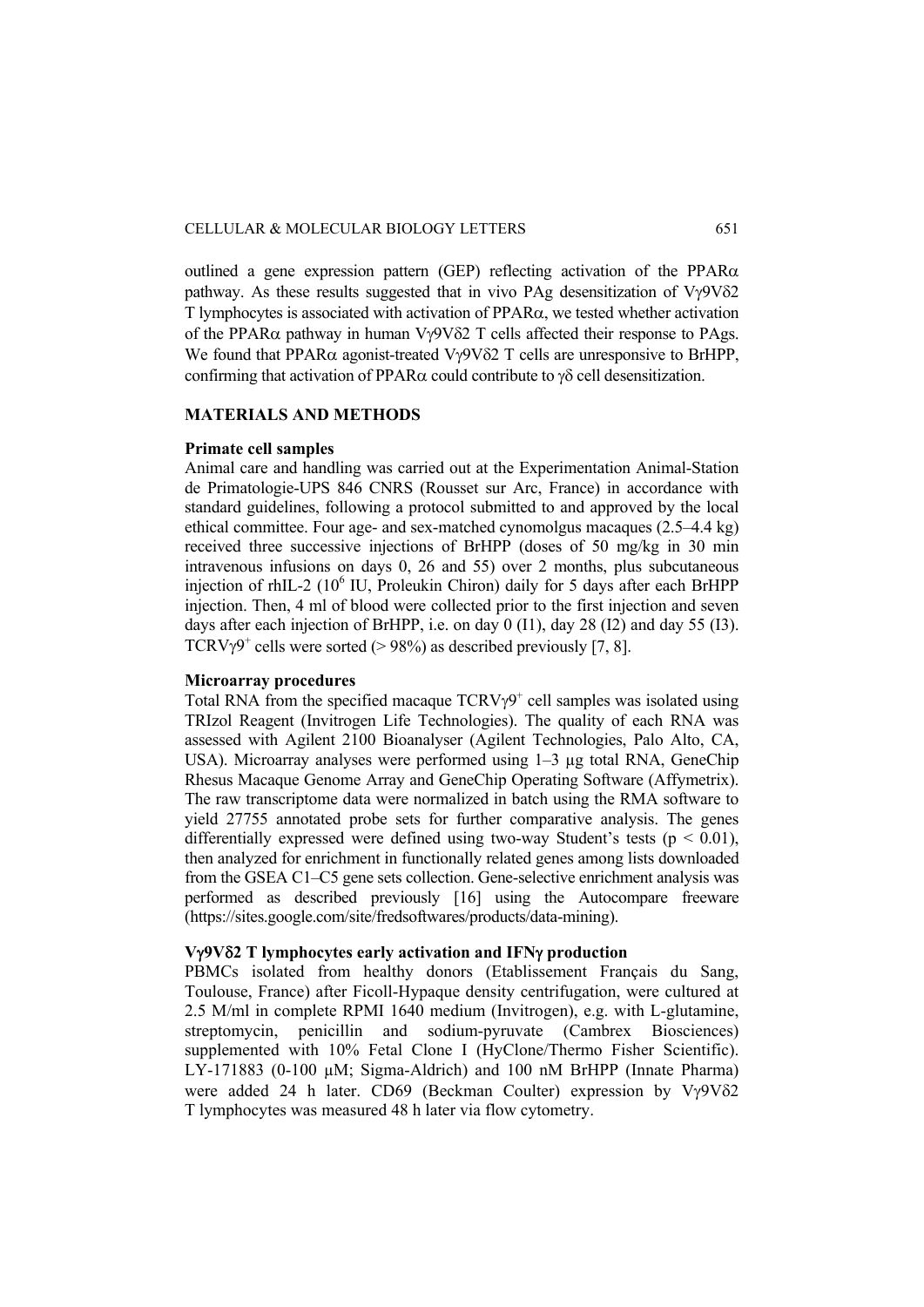outlined a gene expression pattern (GEP) reflecting activation of the PPARα pathway. As these results suggested that in vivo PAg desensitization of Vγ9Vδ2 T lymphocytes is associated with activation of PPARα, we tested whether activation of the PPARα pathway in human Vγ9Vδ2 T cells affected their response to PAgs. We found that PPARα agonist-treated Vγ9Vδ2 T cells are unresponsive to BrHPP, confirming that activation of PPARα could contribute to γδ cell desensitization.

## MATERIALS AND METHODS

### Primate cell samples

Animal care and handling was carried out at the Experimentation Animal-Station de Primatologie-UPS 846 CNRS (Rousset sur Arc, France) in accordance with standard guidelines, following a protocol submitted to and approved by the local ethical committee. Four age- and sex-matched cynomolgus macaques (2.5–4.4 kg) received three successive injections of BrHPP (doses of 50 mg/kg in 30 min intravenous infusions on days 0, 26 and 55) over 2 months, plus subcutaneous injection of rhIL-2 ($10^6$ IU, Proleukin Chiron) daily for 5 days after each BrHPP injection. Then, 4 ml of blood were collected prior to the first injection and seven days after each injection of BrHPP, i.e. on day 0 (I1), day 28 (I2) and day 55 (I3). TCRVγ9$^+$ cells were sorted (> 98%) as described previously [7, 8].

### Microarray procedures

Total RNA from the specified macaque TCRVγ9$^+$ cell samples was isolated using TRIzol Reagent (Invitrogen Life Technologies). The quality of each RNA was assessed with Agilent 2100 Bioanalyser (Agilent Technologies, Palo Alto, CA, USA). Microarray analyses were performed using 1–3 µg total RNA, GeneChip Rhesus Macaque Genome Array and GeneChip Operating Software (Affymetrix). The raw transcriptome data were normalized in batch using the RMA software to yield 27755 annotated probe sets for further comparative analysis. The genes differentially expressed were defined using two-way Student's tests ($p < 0.01$), then analyzed for enrichment in functionally related genes among lists downloaded from the GSEA C1–C5 gene sets collection. Gene-selective enrichment analysis was performed as described previously [16] using the Autocompare freeware (https://sites.google.com/site/fredsoftwares/products/data-mining).

### Vγ9Vδ2 T lymphocytes early activation and IFNγ production

PBMCs isolated from healthy donors (Etablissement Français du Sang, Toulouse, France) after Ficoll-Hypaque density centrifugation, were cultured at 2.5 M/ml in complete RPMI 1640 medium (Invitrogen), e.g. with L-glutamine, streptomycin, penicillin and sodium-pyruvate (Cambrex Biosciences) supplemented with 10% Fetal Clone I (HyClone/Thermo Fisher Scientific). LY-171883 (0-100 µM; Sigma-Aldrich) and 100 nM BrHPP (Innate Pharma) were added 24 h later. CD69 (Beckman Coulter) expression by Vγ9Vδ2 T lymphocytes was measured 48 h later via flow cytometry.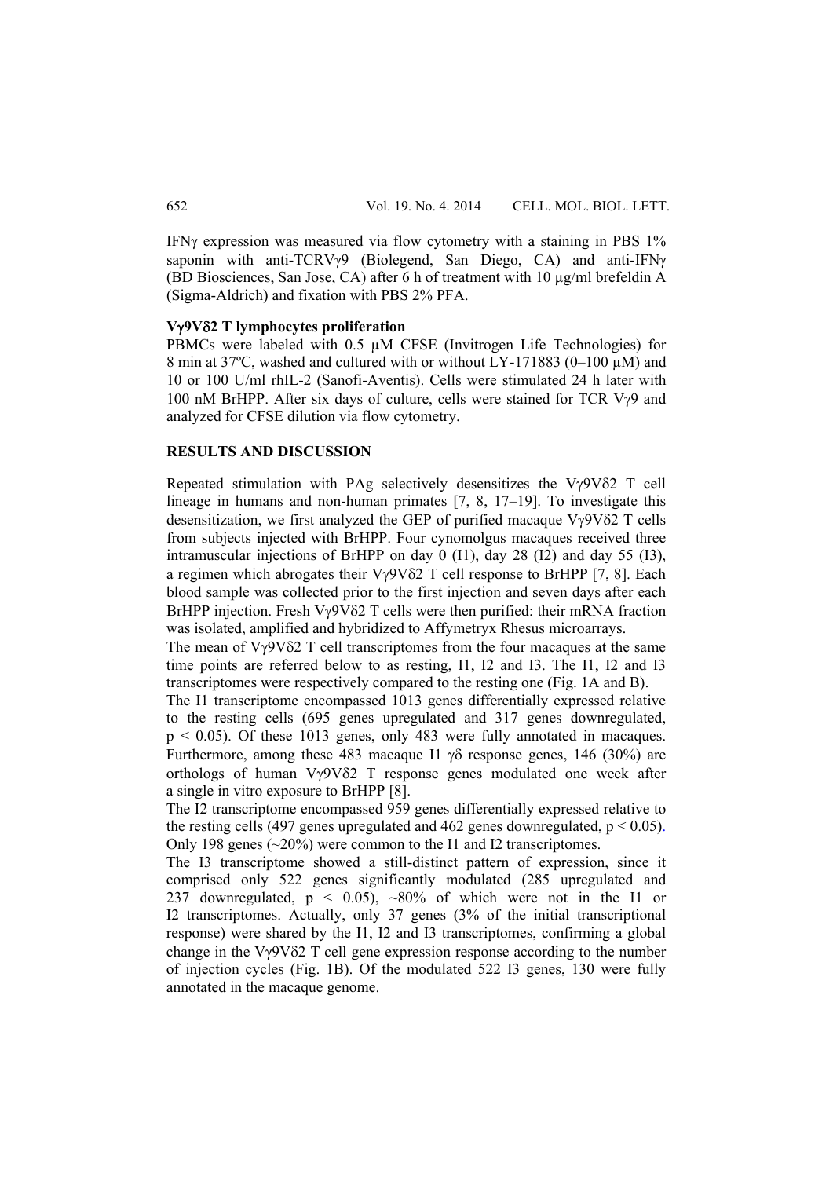IFNγ expression was measured via flow cytometry with a staining in PBS 1% saponin with anti-TCRVγ9 (Biolegend, San Diego, CA) and anti-IFNγ (BD Biosciences, San Jose, CA) after 6 h of treatment with 10 μg/ml brefeldin A (Sigma-Aldrich) and fixation with PBS 2% PFA.

### Vγ9Vδ2 T lymphocytes proliferation

PBMCs were labeled with 0.5 μM CFSE (Invitrogen Life Technologies) for 8 min at 37ºC, washed and cultured with or without LY-171883 (0–100 μM) and 10 or 100 U/ml rhIL-2 (Sanofi-Aventis). Cells were stimulated 24 h later with 100 nM BrHPP. After six days of culture, cells were stained for TCR Vγ9 and analyzed for CFSE dilution via flow cytometry.

## RESULTS AND DISCUSSION

Repeated stimulation with PAg selectively desensitizes the Vγ9Vδ2 T cell lineage in humans and non-human primates [7, 8, 17–19]. To investigate this desensitization, we first analyzed the GEP of purified macaque Vγ9Vδ2 T cells from subjects injected with BrHPP. Four cynomolgus macaques received three intramuscular injections of BrHPP on day 0 (I1), day 28 (I2) and day 55 (I3), a regimen which abrogates their Vγ9Vδ2 T cell response to BrHPP [7, 8]. Each blood sample was collected prior to the first injection and seven days after each BrHPP injection. Fresh Vγ9Vδ2 T cells were then purified: their mRNA fraction was isolated, amplified and hybridized to Affymetryx Rhesus microarrays.

The mean of Vγ9Vδ2 T cell transcriptomes from the four macaques at the same time points are referred below to as resting, I1, I2 and I3. The I1, I2 and I3 transcriptomes were respectively compared to the resting one (Fig. 1A and B).

The I1 transcriptome encompassed 1013 genes differentially expressed relative to the resting cells (695 genes upregulated and 317 genes downregulated, $p < 0.05$). Of these 1013 genes, only 483 were fully annotated in macaques. Furthermore, among these 483 macaque I1 γδ response genes, 146 (30%) are orthologs of human Vγ9Vδ2 T response genes modulated one week after a single in vitro exposure to BrHPP [8].

The I2 transcriptome encompassed 959 genes differentially expressed relative to the resting cells (497 genes upregulated and 462 genes downregulated, $p < 0.05$). Only 198 genes (~20%) were common to the I1 and I2 transcriptomes.

The I3 transcriptome showed a still-distinct pattern of expression, since it comprised only 522 genes significantly modulated (285 upregulated and 237 downregulated, $p < 0.05$), ~80% of which were not in the I1 or I2 transcriptomes. Actually, only 37 genes (3% of the initial transcriptional response) were shared by the I1, I2 and I3 transcriptomes, confirming a global change in the Vγ9Vδ2 T cell gene expression response according to the number of injection cycles (Fig. 1B). Of the modulated 522 I3 genes, 130 were fully annotated in the macaque genome.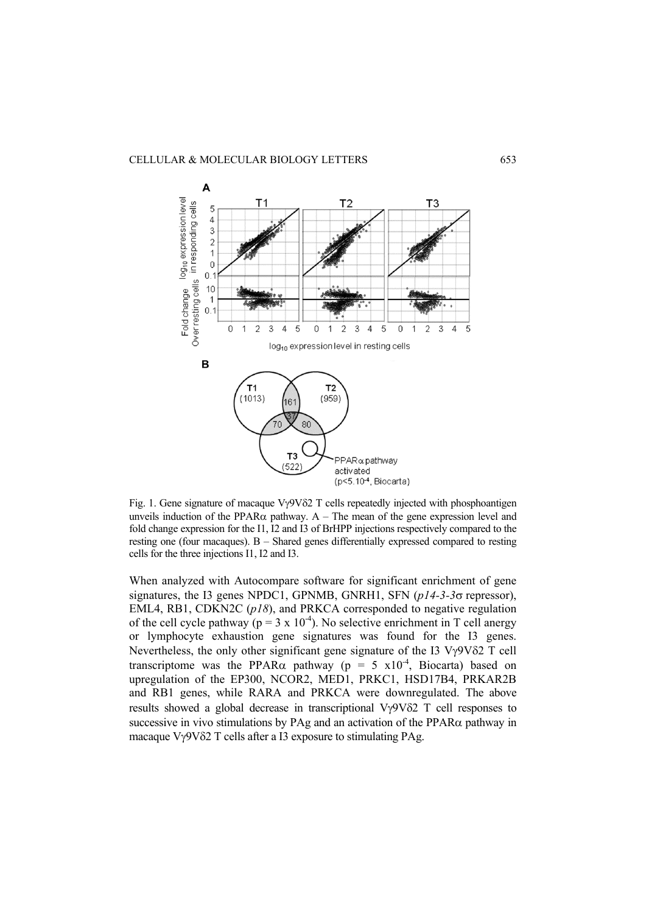Fig. 1. Gene signature of macaque Vγ9Vδ2 T cells repeatedly injected with phosphoantigen unveils induction of the PPARα pathway. A – The mean of the gene expression level and fold change expression for the I1, I2 and I3 of BrHPP injections respectively compared to the resting one (four macaques). B – Shared genes differentially expressed compared to resting cells for the three injections I1, I2 and I3.

When analyzed with Autocompare software for significant enrichment of gene signatures, the I3 genes NPDC1, GPNMB, GNRH1, SFN (*p14-3-3*σ repressor), EML4, RB1, CDKN2C (*p18*), and PRKCA corresponded to negative regulation of the cell cycle pathway ($p = 3 \times 10^{-4}$). No selective enrichment in T cell anergy or lymphocyte exhaustion gene signatures was found for the I3 genes. Nevertheless, the only other significant gene signature of the I3 Vγ9Vδ2 T cell transcriptome was the PPARα pathway ($p = 5 \times 10^{-4}$, Biocarta) based on upregulation of the EP300, NCOR2, MED1, PRKC1, HSD17B4, PRKAR2B and RB1 genes, while RARA and PRKCA were downregulated. The above results showed a global decrease in transcriptional Vγ9Vδ2 T cell responses to successive in vivo stimulations by PAg and an activation of the PPARα pathway in macaque Vγ9Vδ2 T cells after a I3 exposure to stimulating PAg.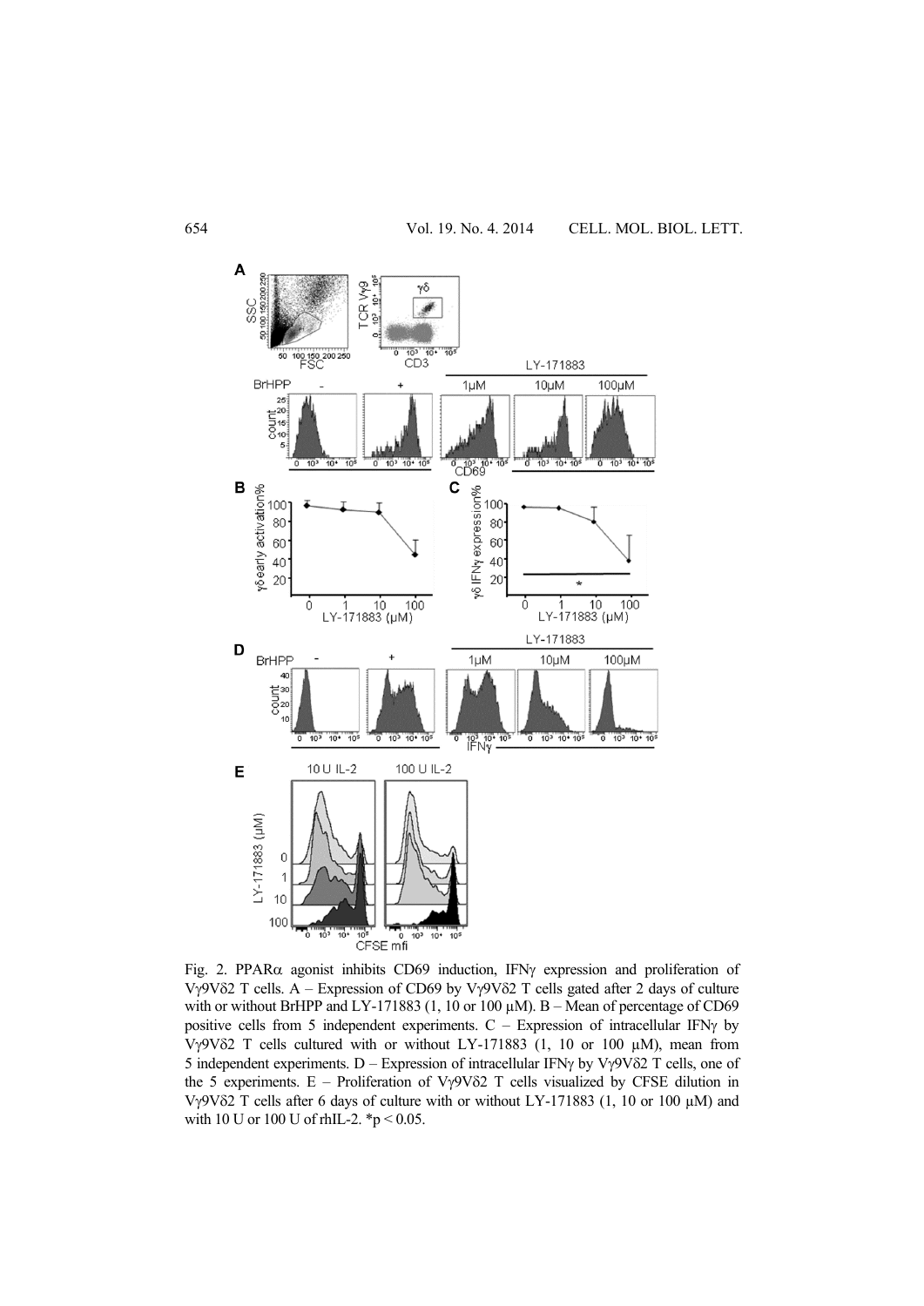Fig. 2. PPARα agonist inhibits CD69 induction, IFNγ expression and proliferation of Vγ9Vδ2 T cells. A – Expression of CD69 by Vγ9Vδ2 T cells gated after 2 days of culture with or without BrHPP and LY-171883 (1, 10 or 100 μM). B – Mean of percentage of CD69 positive cells from 5 independent experiments. C – Expression of intracellular IFNγ by Vγ9Vδ2 T cells cultured with or without LY-171883 (1, 10 or 100 μM), mean from 5 independent experiments. D – Expression of intracellular IFNγ by Vγ9Vδ2 T cells, one of the 5 experiments. E – Proliferation of Vγ9Vδ2 T cells visualized by CFSE dilution in Vγ9Vδ2 T cells after 6 days of culture with or without LY-171883 (1, 10 or 100 μM) and with 10 U or 100 U of rhIL-2. *$p < 0.05$.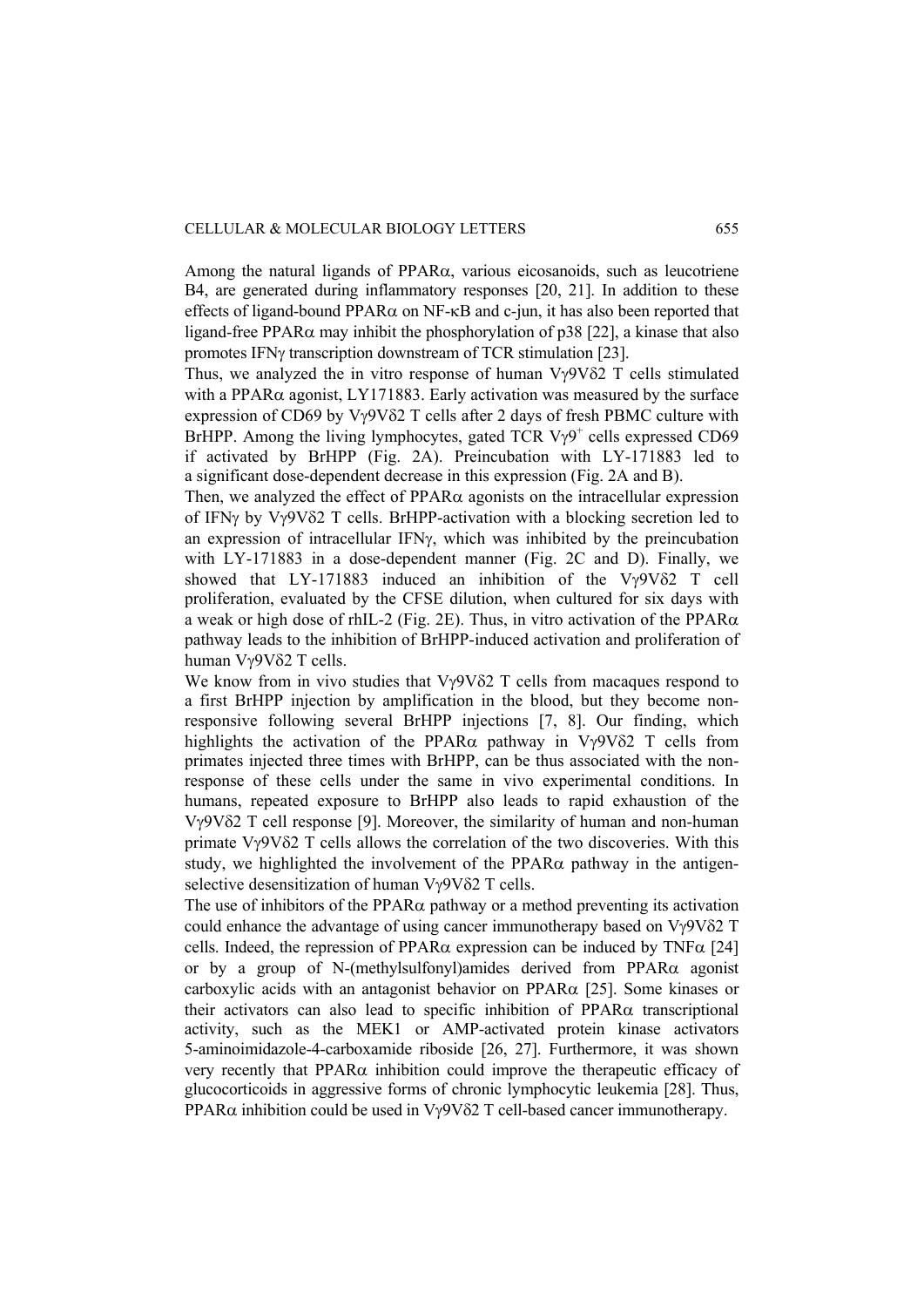Among the natural ligands of PPARα, various eicosanoids, such as leucotriene B4, are generated during inflammatory responses [20, 21]. In addition to these effects of ligand-bound PPARα on NF-κB and c-jun, it has also been reported that ligand-free PPARα may inhibit the phosphorylation of p38 [22], a kinase that also promotes IFNγ transcription downstream of TCR stimulation [23].

Thus, we analyzed the in vitro response of human Vγ9Vδ2 T cells stimulated with a PPARα agonist, LY171883. Early activation was measured by the surface expression of CD69 by Vγ9Vδ2 T cells after 2 days of fresh PBMC culture with BrHPP. Among the living lymphocytes, gated TCR $V\gamma9^+$ cells expressed CD69 if activated by BrHPP (Fig. 2A). Preincubation with LY-171883 led to a significant dose-dependent decrease in this expression (Fig. 2A and B).

Then, we analyzed the effect of PPARα agonists on the intracellular expression of IFNγ by Vγ9Vδ2 T cells. BrHPP-activation with a blocking secretion led to an expression of intracellular IFNγ, which was inhibited by the preincubation with LY-171883 in a dose-dependent manner (Fig. 2C and D). Finally, we showed that LY-171883 induced an inhibition of the Vγ9Vδ2 T cell proliferation, evaluated by the CFSE dilution, when cultured for six days with a weak or high dose of rhIL-2 (Fig. 2E). Thus, in vitro activation of the PPARα pathway leads to the inhibition of BrHPP-induced activation and proliferation of human Vγ9Vδ2 T cells.

We know from in vivo studies that Vγ9Vδ2 T cells from macaques respond to a first BrHPP injection by amplification in the blood, but they become non-responsive following several BrHPP injections [7, 8]. Our finding, which highlights the activation of the PPARα pathway in Vγ9Vδ2 T cells from primates injected three times with BrHPP, can be thus associated with the non-response of these cells under the same in vivo experimental conditions. In humans, repeated exposure to BrHPP also leads to rapid exhaustion of the Vγ9Vδ2 T cell response [9]. Moreover, the similarity of human and non-human primate Vγ9Vδ2 T cells allows the correlation of the two discoveries. With this study, we highlighted the involvement of the PPARα pathway in the antigen-selective desensitization of human Vγ9Vδ2 T cells.

The use of inhibitors of the PPARα pathway or a method preventing its activation could enhance the advantage of using cancer immunotherapy based on Vγ9Vδ2 T cells. Indeed, the repression of PPARα expression can be induced by TNFα [24] or by a group of N-(methylsulfonyl)amides derived from PPARα agonist carboxylic acids with an antagonist behavior on PPARα [25]. Some kinases or their activators can also lead to specific inhibition of PPARα transcriptional activity, such as the MEK1 or AMP-activated protein kinase activators 5-aminoimidazole-4-carboxamide riboside [26, 27]. Furthermore, it was shown very recently that PPARα inhibition could improve the therapeutic efficacy of glucocorticoids in aggressive forms of chronic lymphocytic leukemia [28]. Thus, PPARα inhibition could be used in Vγ9Vδ2 T cell-based cancer immunotherapy.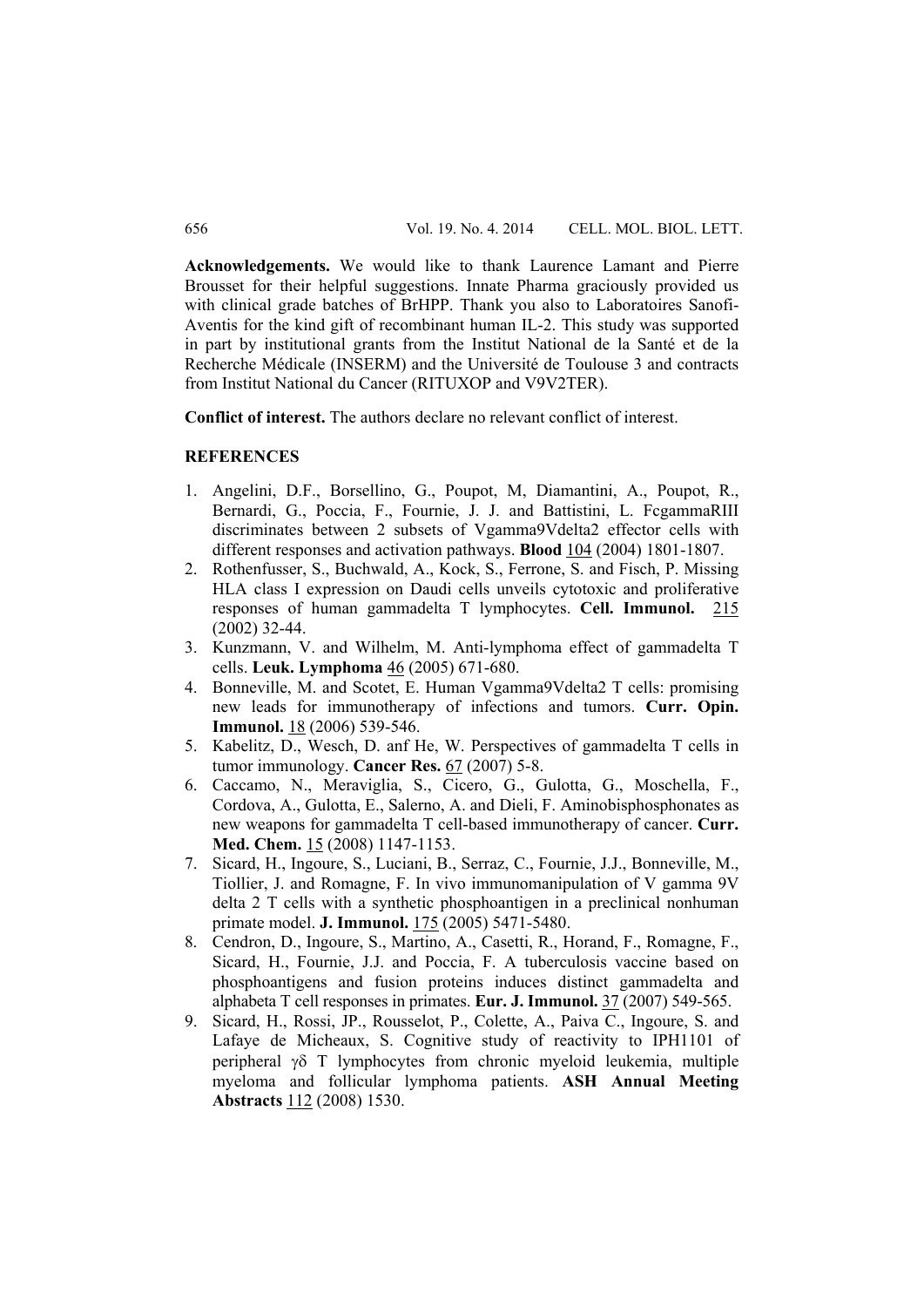**Acknowledgements.** We would like to thank Laurence Lamant and Pierre Brousset for their helpful suggestions. Innate Pharma graciously provided us with clinical grade batches of BrHPP. Thank you also to Laboratoires Sanofi-Aventis for the kind gift of recombinant human IL-2. This study was supported in part by institutional grants from the Institut National de la Santé et de la Recherche Médicale (INSERM) and the Université de Toulouse 3 and contracts from Institut National du Cancer (RITUXOP and V9V2TER).

**Conflict of interest.** The authors declare no relevant conflict of interest.

## REFERENCES

1. Angelini, D.F., Borsellino, G., Poupot, M, Diamantini, A., Poupot, R., Bernardi, G., Poccia, F., Fournie, J. J. and Battistini, L. FcgammaRIII discriminates between 2 subsets of Vgamma9Vdelta2 effector cells with different responses and activation pathways. **Blood** 104 (2004) 1801-1807.
2. Rothenfusser, S., Buchwald, A., Kock, S., Ferrone, S. and Fisch, P. Missing HLA class I expression on Daudi cells unveils cytotoxic and proliferative responses of human gammadelta T lymphocytes. **Cell. Immunol.** 215 (2002) 32-44.
3. Kunzmann, V. and Wilhelm, M. Anti-lymphoma effect of gammadelta T cells. **Leuk. Lymphoma** 46 (2005) 671-680.
4. Bonneville, M. and Scotet, E. Human Vgamma9Vdelta2 T cells: promising new leads for immunotherapy of infections and tumors. **Curr. Opin. Immunol.** 18 (2006) 539-546.
5. Kabelitz, D., Wesch, D. anf He, W. Perspectives of gammadelta T cells in tumor immunology. **Cancer Res.** 67 (2007) 5-8.
6. Caccamo, N., Meraviglia, S., Cicero, G., Gulotta, G., Moschella, F., Cordova, A., Gulotta, E., Salerno, A. and Dieli, F. Aminobisphosphonates as new weapons for gammadelta T cell-based immunotherapy of cancer. **Curr. Med. Chem.** 15 (2008) 1147-1153.
7. Sicard, H., Ingoure, S., Luciani, B., Serraz, C., Fournie, J.J., Bonneville, M., Tiollier, J. and Romagne, F. In vivo immunomanipulation of V gamma 9V delta 2 T cells with a synthetic phosphoantigen in a preclinical nonhuman primate model. **J. Immunol.** 175 (2005) 5471-5480.
8. Cendron, D., Ingoure, S., Martino, A., Casetti, R., Horand, F., Romagne, F., Sicard, H., Fournie, J.J. and Poccia, F. A tuberculosis vaccine based on phosphoantigens and fusion proteins induces distinct gammadelta and alphabeta T cell responses in primates. **Eur. J. Immunol.** 37 (2007) 549-565.
9. Sicard, H., Rossi, JP., Rousselot, P., Colette, A., Paiva C., Ingoure, S. and Lafaye de Micheaux, S. Cognitive study of reactivity to IPH1101 of peripheral γδ T lymphocytes from chronic myeloid leukemia, multiple myeloma and follicular lymphoma patients. **ASH Annual Meeting Abstracts** 112 (2008) 1530.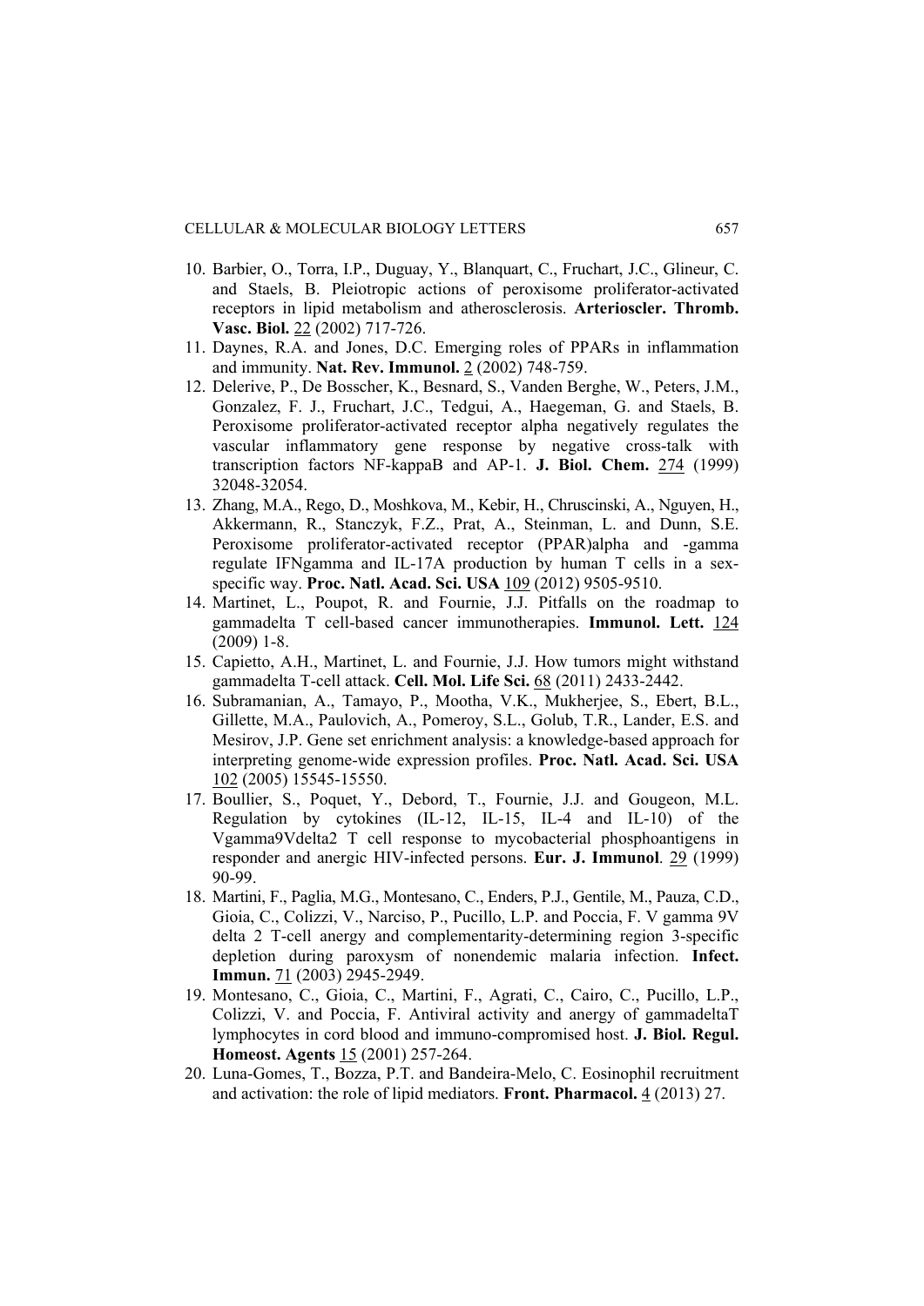10. Barbier, O., Torra, I.P., Duguay, Y., Blanquart, C., Fruchart, J.C., Glineur, C. and Staels, B. Pleiotropic actions of peroxisome proliferator-activated receptors in lipid metabolism and atherosclerosis. **Arterioscler. Thromb. Vasc. Biol.** 22 (2002) 717-726.
11. Daynes, R.A. and Jones, D.C. Emerging roles of PPARs in inflammation and immunity. **Nat. Rev. Immunol.** 2 (2002) 748-759.
12. Delerive, P., De Bosscher, K., Besnard, S., Vanden Berghe, W., Peters, J.M., Gonzalez, F. J., Fruchart, J.C., Tedgui, A., Haegeman, G. and Staels, B. Peroxisome proliferator-activated receptor alpha negatively regulates the vascular inflammatory gene response by negative cross-talk with transcription factors NF-kappaB and AP-1. **J. Biol. Chem.** 274 (1999) 32048-32054.
13. Zhang, M.A., Rego, D., Moshkova, M., Kebir, H., Chruscinski, A., Nguyen, H., Akkermann, R., Stanczyk, F.Z., Prat, A., Steinman, L. and Dunn, S.E. Peroxisome proliferator-activated receptor (PPAR)alpha and -gamma regulate IFNgamma and IL-17A production by human T cells in a sex-specific way. **Proc. Natl. Acad. Sci. USA** 109 (2012) 9505-9510.
14. Martinet, L., Poupot, R. and Fournie, J.J. Pitfalls on the roadmap to gammadelta T cell-based cancer immunotherapies. **Immunol. Lett.** 124 (2009) 1-8.
15. Capietto, A.H., Martinet, L. and Fournie, J.J. How tumors might withstand gammadelta T-cell attack. **Cell. Mol. Life Sci.** 68 (2011) 2433-2442.
16. Subramanian, A., Tamayo, P., Mootha, V.K., Mukherjee, S., Ebert, B.L., Gillette, M.A., Paulovich, A., Pomeroy, S.L., Golub, T.R., Lander, E.S. and Mesirov, J.P. Gene set enrichment analysis: a knowledge-based approach for interpreting genome-wide expression profiles. **Proc. Natl. Acad. Sci. USA** 102 (2005) 15545-15550.
17. Boullier, S., Poquet, Y., Debord, T., Fournie, J.J. and Gougeon, M.L. Regulation by cytokines (IL-12, IL-15, IL-4 and IL-10) of the Vgamma9Vdelta2 T cell response to mycobacterial phosphoantigens in responder and anergic HIV-infected persons. **Eur. J. Immunol**. 29 (1999) 90-99.
18. Martini, F., Paglia, M.G., Montesano, C., Enders, P.J., Gentile, M., Pauza, C.D., Gioia, C., Colizzi, V., Narciso, P., Pucillo, L.P. and Poccia, F. V gamma 9V delta 2 T-cell anergy and complementarity-determining region 3-specific depletion during paroxysm of nonendemic malaria infection. **Infect. Immun.** 71 (2003) 2945-2949.
19. Montesano, C., Gioia, C., Martini, F., Agrati, C., Cairo, C., Pucillo, L.P., Colizzi, V. and Poccia, F. Antiviral activity and anergy of gammadeltaT lymphocytes in cord blood and immuno-compromised host. **J. Biol. Regul. Homeost. Agents** 15 (2001) 257-264.
20. Luna-Gomes, T., Bozza, P.T. and Bandeira-Melo, C. Eosinophil recruitment and activation: the role of lipid mediators. **Front. Pharmacol.** 4 (2013) 27.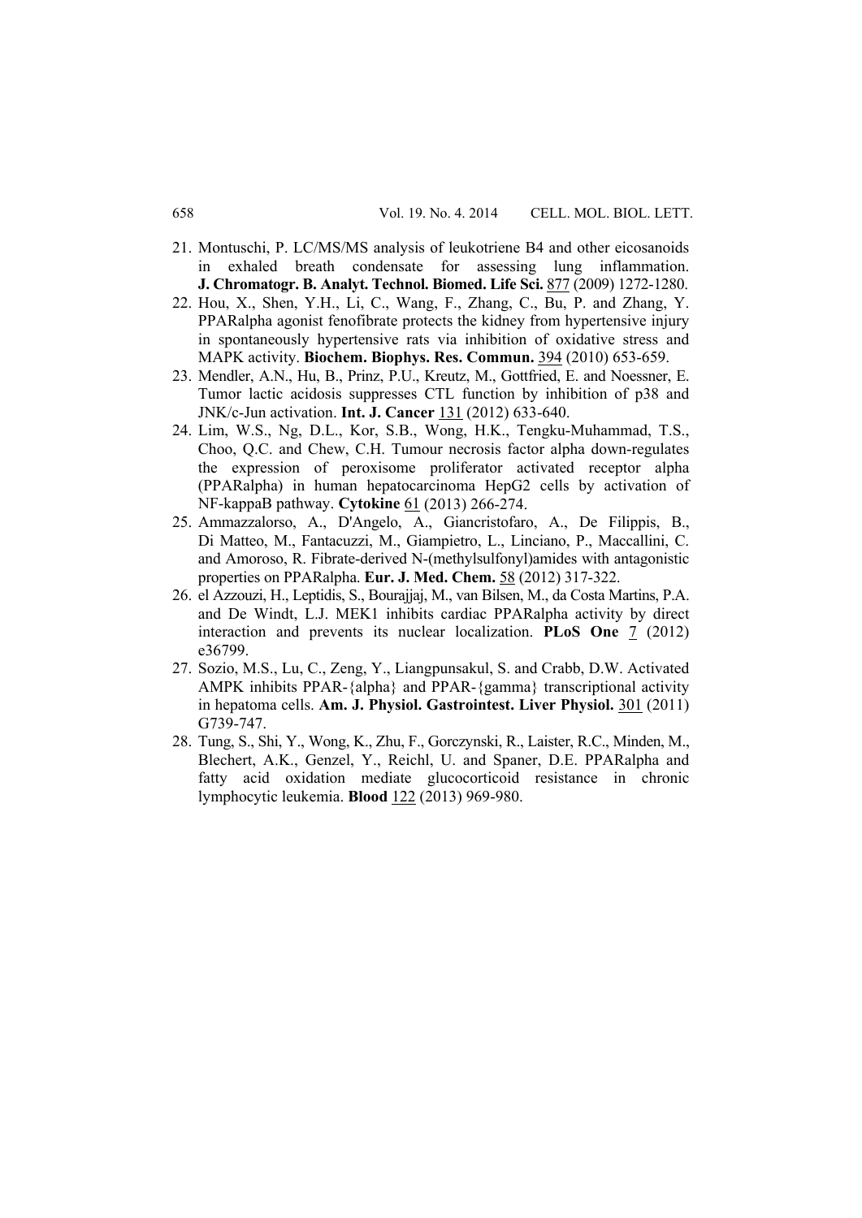21. Montuschi, P. LC/MS/MS analysis of leukotriene B4 and other eicosanoids in exhaled breath condensate for assessing lung inflammation. **J. Chromatogr. B. Analyt. Technol. Biomed. Life Sci.** 877 (2009) 1272-1280.
22. Hou, X., Shen, Y.H., Li, C., Wang, F., Zhang, C., Bu, P. and Zhang, Y. PPARalpha agonist fenofibrate protects the kidney from hypertensive injury in spontaneously hypertensive rats via inhibition of oxidative stress and MAPK activity. **Biochem. Biophys. Res. Commun.** 394 (2010) 653-659.
23. Mendler, A.N., Hu, B., Prinz, P.U., Kreutz, M., Gottfried, E. and Noessner, E. Tumor lactic acidosis suppresses CTL function by inhibition of p38 and JNK/c-Jun activation. **Int. J. Cancer** 131 (2012) 633-640.
24. Lim, W.S., Ng, D.L., Kor, S.B., Wong, H.K., Tengku-Muhammad, T.S., Choo, Q.C. and Chew, C.H. Tumour necrosis factor alpha down-regulates the expression of peroxisome proliferator activated receptor alpha (PPARalpha) in human hepatocarcinoma HepG2 cells by activation of NF-kappaB pathway. **Cytokine** 61 (2013) 266-274.
25. Ammazzalorso, A., D'Angelo, A., Giancristofaro, A., De Filippis, B., Di Matteo, M., Fantacuzzi, M., Giampietro, L., Linciano, P., Maccallini, C. and Amoroso, R. Fibrate-derived N-(methylsulfonyl)amides with antagonistic properties on PPARalpha. **Eur. J. Med. Chem.** 58 (2012) 317-322.
26. el Azzouzi, H., Leptidis, S., Bourajjaj, M., van Bilsen, M., da Costa Martins, P.A. and De Windt, L.J. MEK1 inhibits cardiac PPARalpha activity by direct interaction and prevents its nuclear localization. **PLoS One** 7 (2012) e36799.
27. Sozio, M.S., Lu, C., Zeng, Y., Liangpunsakul, S. and Crabb, D.W. Activated AMPK inhibits PPAR-{alpha} and PPAR-{gamma} transcriptional activity in hepatoma cells. **Am. J. Physiol. Gastrointest. Liver Physiol.** 301 (2011) G739-747.
28. Tung, S., Shi, Y., Wong, K., Zhu, F., Gorczynski, R., Laister, R.C., Minden, M., Blechert, A.K., Genzel, Y., Reichl, U. and Spaner, D.E. PPARalpha and fatty acid oxidation mediate glucocorticoid resistance in chronic lymphocytic leukemia. **Blood** 122 (2013) 969-980.